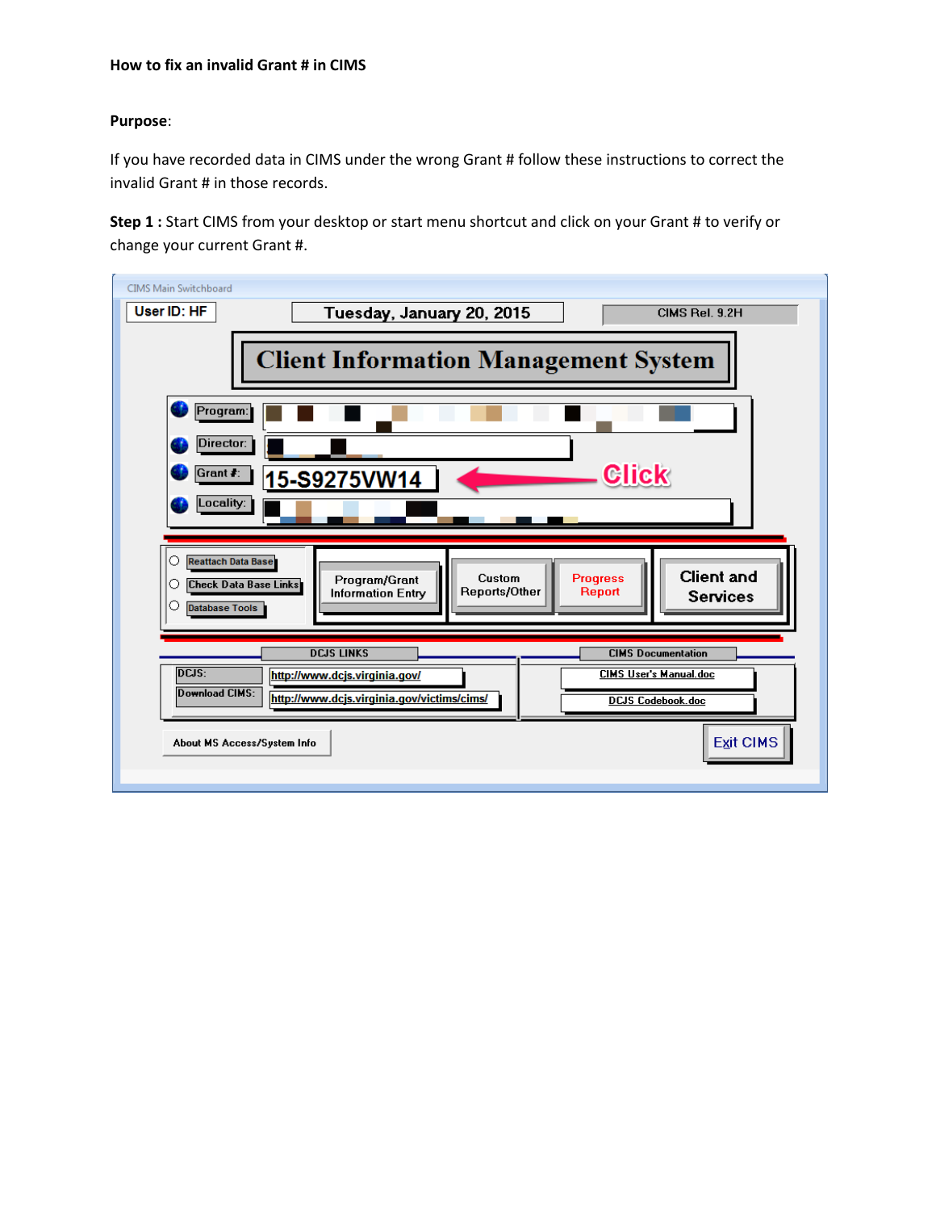**How to fix an invalid Grant # in CIMS**

**Purpose**:

If you have recorded data in CIMS under the wrong Grant # follow these instructions to correct the invalid Grant # in those records.

**Step 1 :** Start CIMS from your desktop or start menu shortcut and click on your Grant # to verify or change your current Grant #.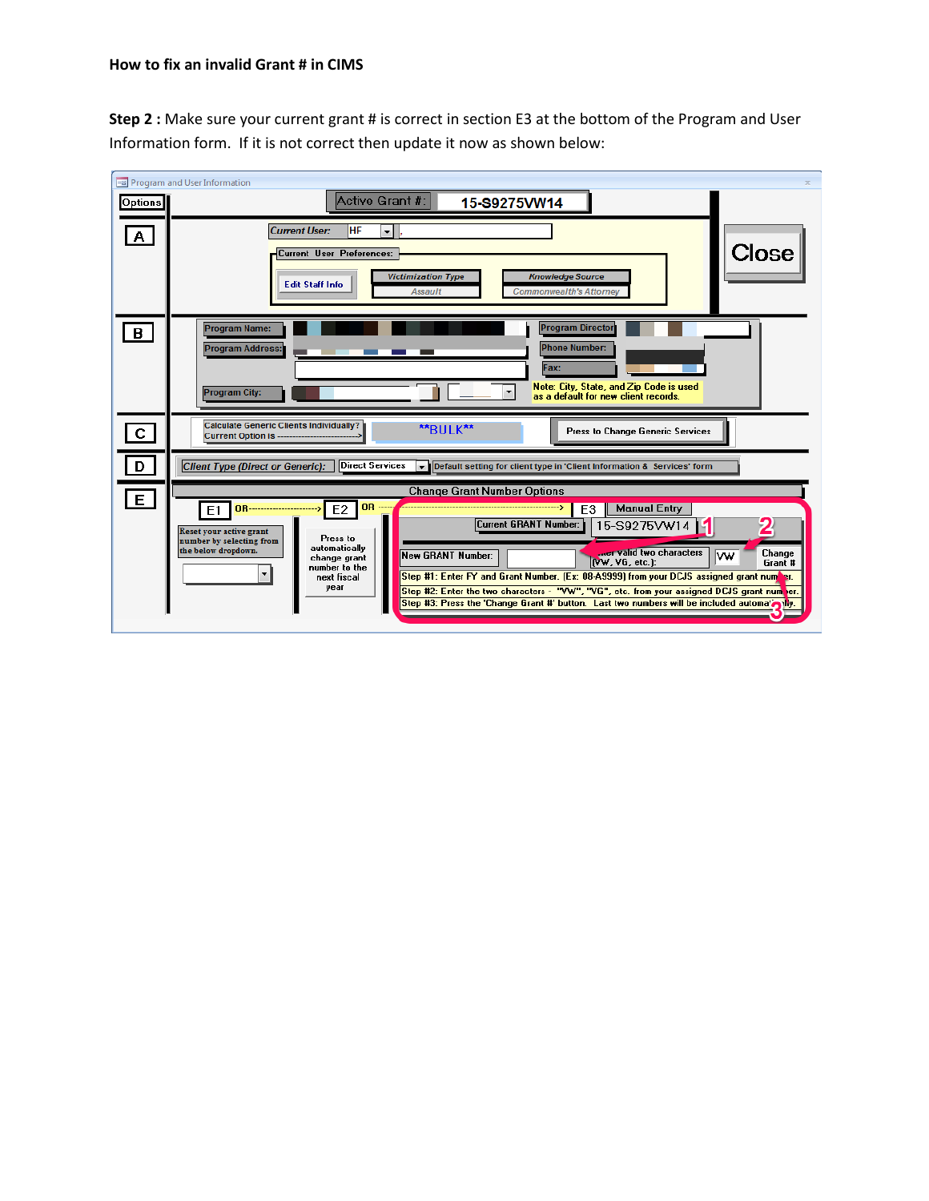**How to fix an invalid Grant # in CIMS**

**Step 2 :** Make sure your current grant # is correct in section E3 at the bottom of the Program and User Information form. If it is not correct then update it now as shown below: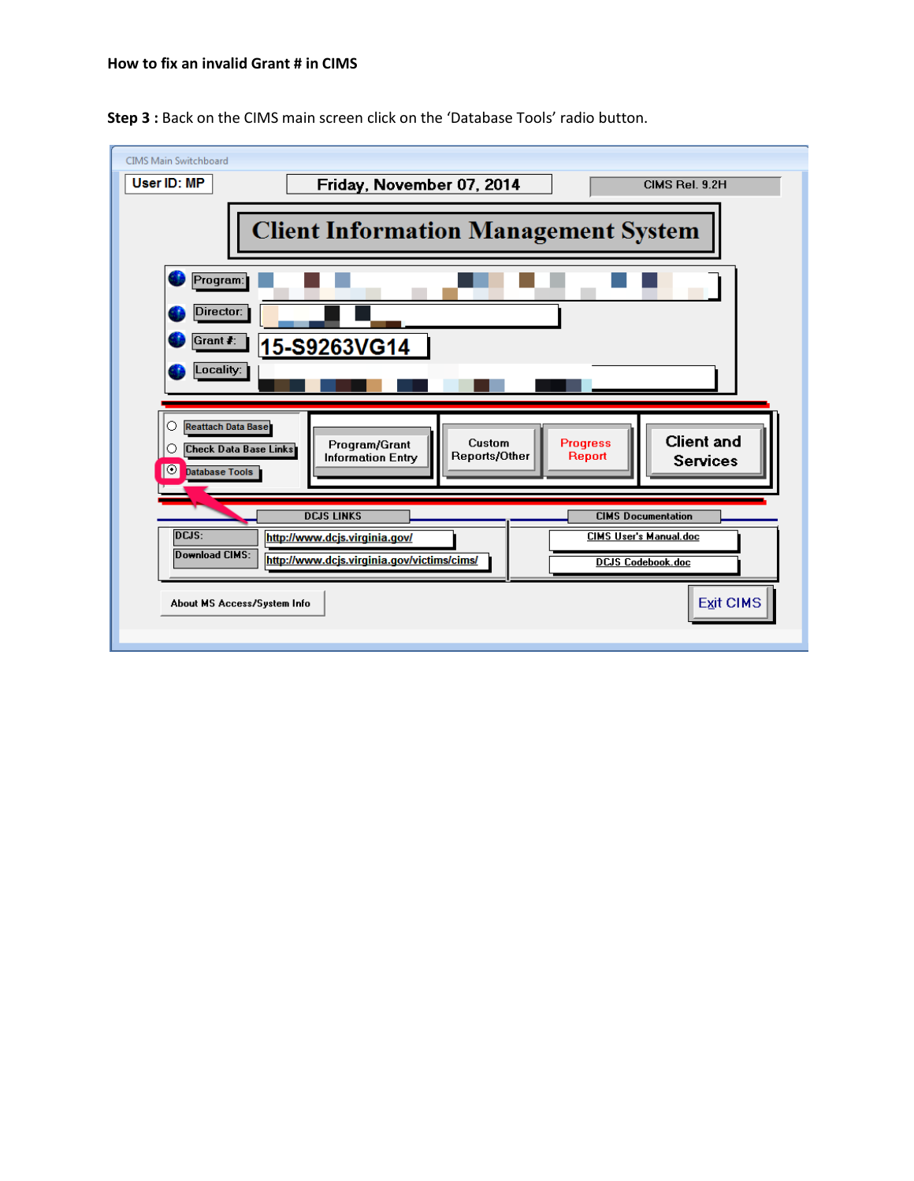**How to fix an invalid Grant # in CIMS**

**Step 3 :** Back on the CIMS main screen click on the 'Database Tools' radio button.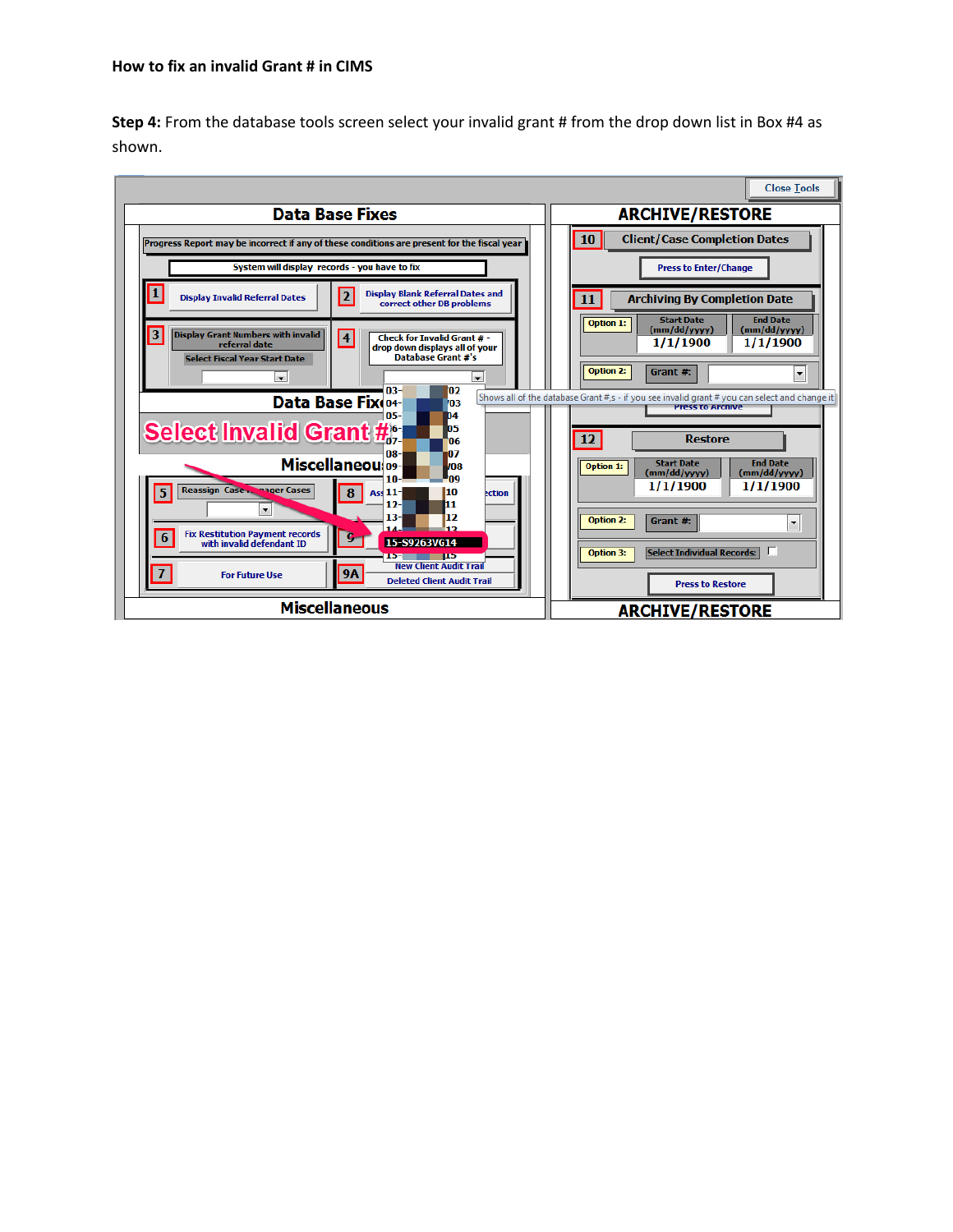**How to fix an invalid Grant # in CIMS**

**Step 4:** From the database tools screen select your invalid grant # from the drop down list in Box #4 as shown.

Close Tools

**Data Base Fixes**

Progress Report may be incorrect if any of these conditions are present for the fiscal year

System will display records - you have to fix

1 Display Invalid Referral Dates

2 Display Blank Referral Dates and correct other DB problems

3 Display Grant Numbers with invalid referral date

Select Fiscal Year Start Date

4 Check for Invalid Grant # - drop down displays all of your Database Grant #'s

Shows all of the database Grant #,s - if you see invalid grant # you can select and change it

15-S9263VG14

**Select Invalid Grant #**

**Data Base Fixes**

**Miscellaneous**

5 Reassign Case Manager Cases

6 Fix Restitution Payment records with invalid defendant ID

7 For Future Use

8

9

9A

New Client Audit Trail

Deleted Client Audit Trail

**Miscellaneous**

**ARCHIVE/RESTORE**

10 Client/Case Completion Dates

Press to Enter/Change

11 Archiving By Completion Date

Option 1: Start Date (mm/dd/yyyy) 1/1/1900 End Date (mm/dd/yyyy) 1/1/1900

Option 2: Grant #:

Press to Archive

12 Restore

Option 1: Start Date (mm/dd/yyyy) 1/1/1900 End Date (mm/dd/yyyy) 1/1/1900

Option 2: Grant #:

Option 3: Select Individual Records:

Press to Restore

**ARCHIVE/RESTORE**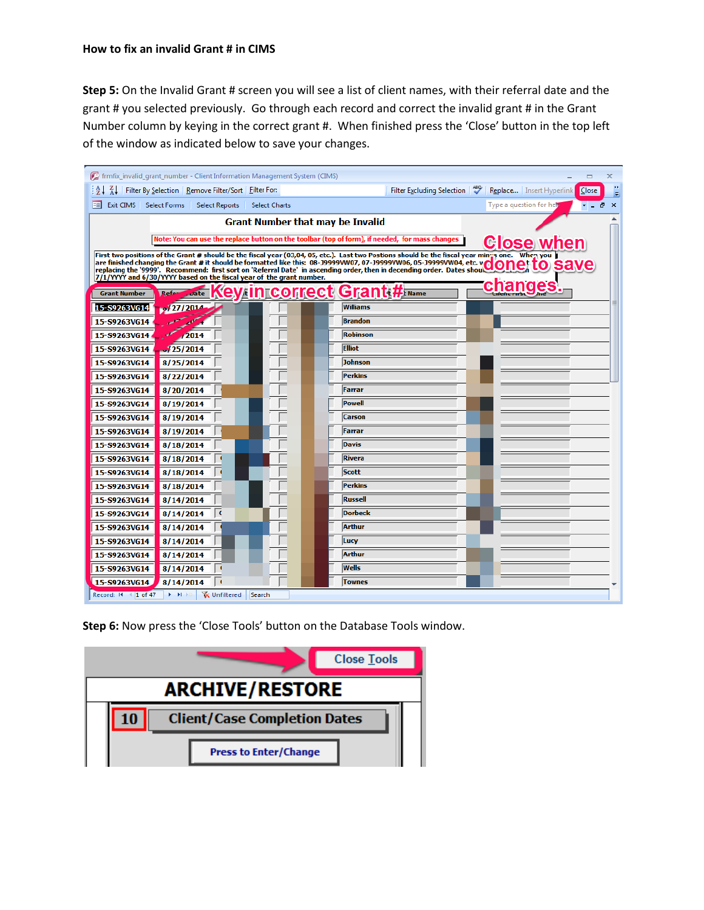**How to fix an invalid Grant # in CIMS**

**Step 5:** On the Invalid Grant # screen you will see a list of client names, with their referral date and the grant # you selected previously. Go through each record and correct the invalid grant # in the Grant Number column by keying in the correct grant #. When finished press the 'Close' button in the top left of the window as indicated below to save your changes.

**Step 6:** Now press the 'Close Tools' button on the Database Tools window.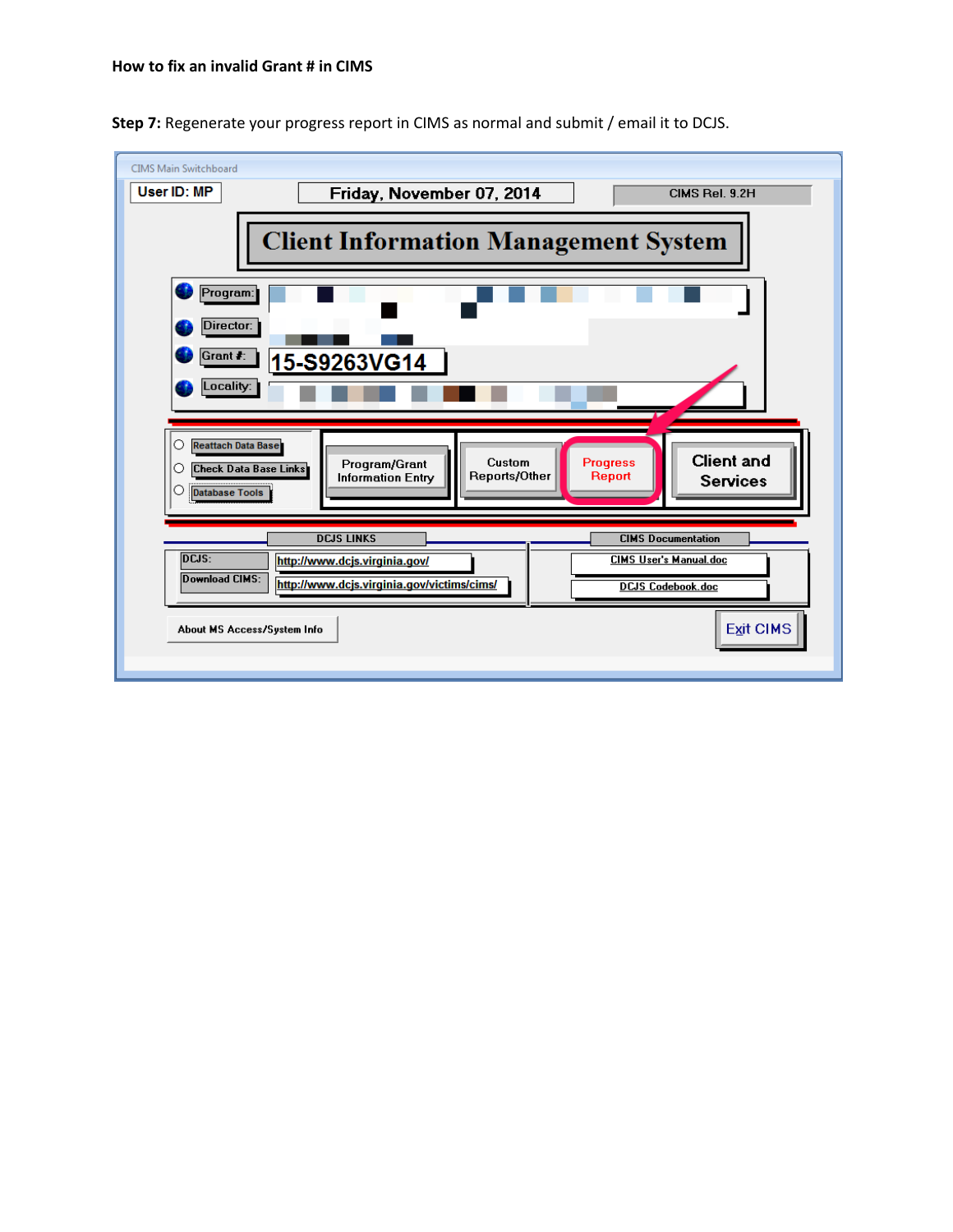**How to fix an invalid Grant # in CIMS**

**Step 7:** Regenerate your progress report in CIMS as normal and submit / email it to DCJS.

CIMS Main Switchboard

User ID: MP

Friday, November 07, 2014

CIMS Rel. 9.2H

Client Information Management System

Program:

Director:

Grant #: 15-S9263VG14

Locality:

Reattach Data Base

Check Data Base Links

Database Tools

Program/Grant Information Entry

Custom Reports/Other

Progress Report

Client and Services

DCJS LINKS

DCJS: http://www.dcjs.virginia.gov/

Download CIMS: http://www.dcjs.virginia.gov/victims/cims/

CIMS Documentation

CIMS User's Manual.doc

DCJS Codebook.doc

About MS Access/System Info

Exit CIMS